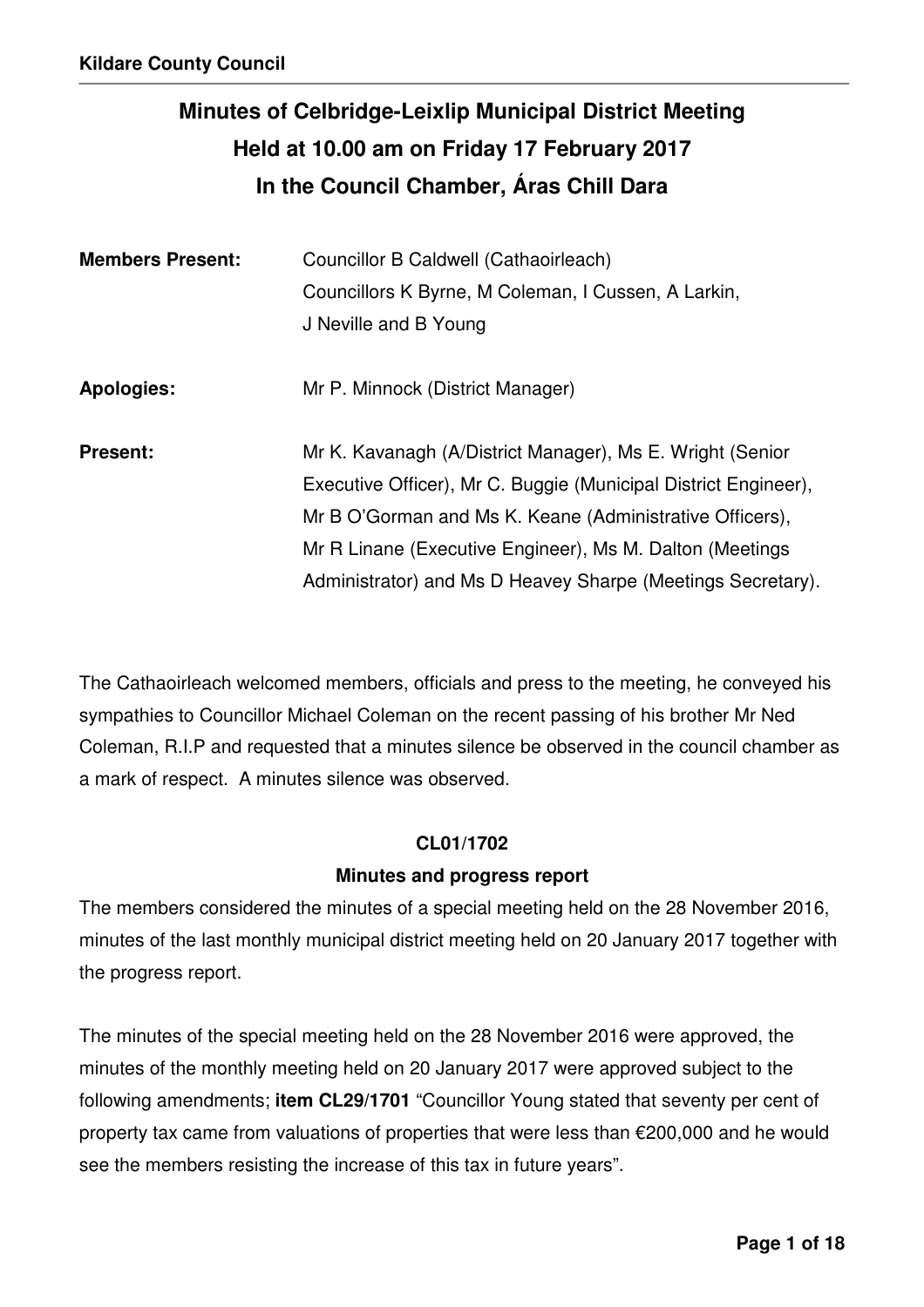# Minutes of Celbridge-Leixlip Municipal District Meeting
# Held at 10.00 am on Friday 17 February 2017
# In the Council Chamber, Áras Chill Dara

**Members Present:** Councillor B Caldwell (Cathaoirleach)
Councillors K Byrne, M Coleman, I Cussen, A Larkin, J Neville and B Young

**Apologies:** Mr P. Minnock (District Manager)

**Present:** Mr K. Kavanagh (A/District Manager), Ms E. Wright (Senior Executive Officer), Mr C. Buggie (Municipal District Engineer), Mr B O'Gorman and Ms K. Keane (Administrative Officers), Mr R Linane (Executive Engineer), Ms M. Dalton (Meetings Administrator) and Ms D Heavey Sharpe (Meetings Secretary).

The Cathaoirleach welcomed members, officials and press to the meeting, he conveyed his sympathies to Councillor Michael Coleman on the recent passing of his brother Mr Ned Coleman, R.I.P and requested that a minutes silence be observed in the council chamber as a mark of respect. A minutes silence was observed.

**CL01/1702**

**Minutes and progress report**

The members considered the minutes of a special meeting held on the 28 November 2016, minutes of the last monthly municipal district meeting held on 20 January 2017 together with the progress report.

The minutes of the special meeting held on the 28 November 2016 were approved, the minutes of the monthly meeting held on 20 January 2017 were approved subject to the following amendments; **item CL29/1701** "Councillor Young stated that seventy per cent of property tax came from valuations of properties that were less than €200,000 and he would see the members resisting the increase of this tax in future years".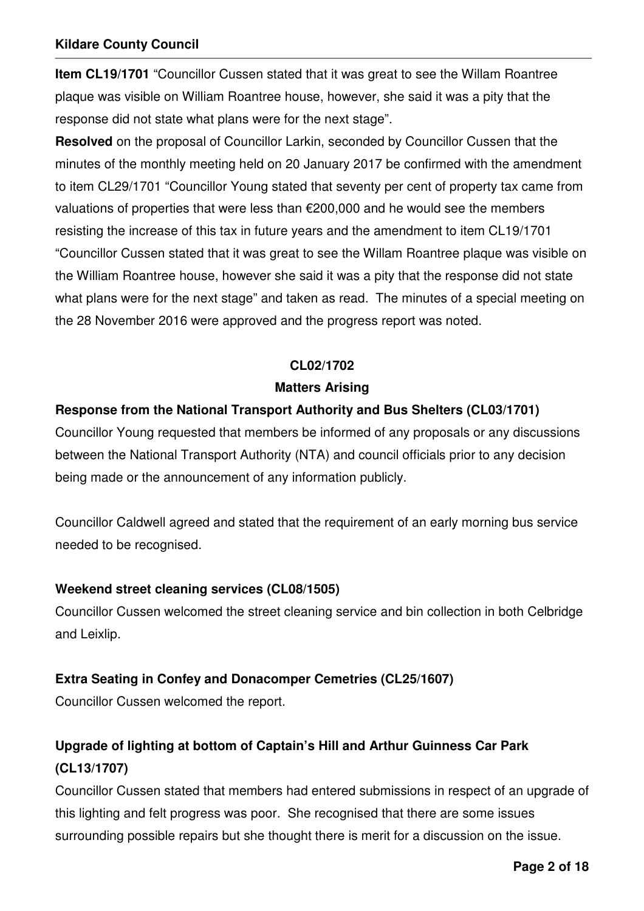**Item CL19/1701** "Councillor Cussen stated that it was great to see the Willam Roantree plaque was visible on William Roantree house, however, she said it was a pity that the response did not state what plans were for the next stage".

**Resolved** on the proposal of Councillor Larkin, seconded by Councillor Cussen that the minutes of the monthly meeting held on 20 January 2017 be confirmed with the amendment to item CL29/1701 "Councillor Young stated that seventy per cent of property tax came from valuations of properties that were less than €200,000 and he would see the members resisting the increase of this tax in future years and the amendment to item CL19/1701 "Councillor Cussen stated that it was great to see the Willam Roantree plaque was visible on the William Roantree house, however she said it was a pity that the response did not state what plans were for the next stage" and taken as read. The minutes of a special meeting on the 28 November 2016 were approved and the progress report was noted.

## CL02/1702

## Matters Arising

**Response from the National Transport Authority and Bus Shelters (CL03/1701)**

Councillor Young requested that members be informed of any proposals or any discussions between the National Transport Authority (NTA) and council officials prior to any decision being made or the announcement of any information publicly.

Councillor Caldwell agreed and stated that the requirement of an early morning bus service needed to be recognised.

**Weekend street cleaning services (CL08/1505)**

Councillor Cussen welcomed the street cleaning service and bin collection in both Celbridge and Leixlip.

**Extra Seating in Confey and Donacomper Cemetries (CL25/1607)**

Councillor Cussen welcomed the report.

**Upgrade of lighting at bottom of Captain's Hill and Arthur Guinness Car Park (CL13/1707)**

Councillor Cussen stated that members had entered submissions in respect of an upgrade of this lighting and felt progress was poor. She recognised that there are some issues surrounding possible repairs but she thought there is merit for a discussion on the issue.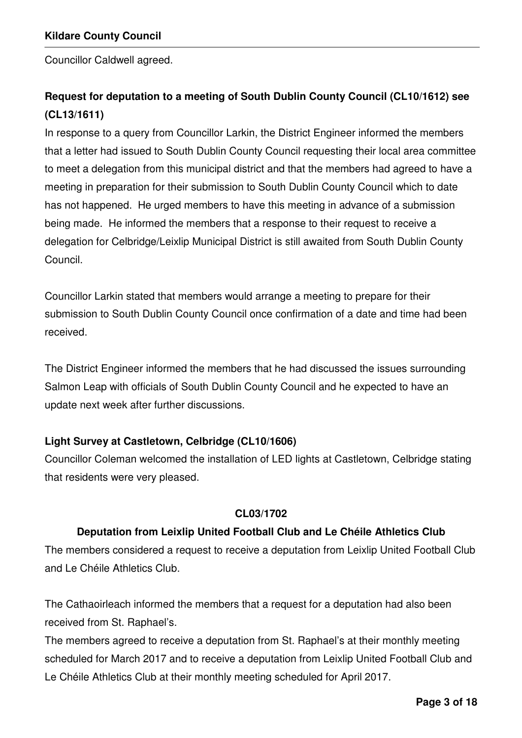Councillor Caldwell agreed.

**Request for deputation to a meeting of South Dublin County Council (CL10/1612) see (CL13/1611)**

In response to a query from Councillor Larkin, the District Engineer informed the members that a letter had issued to South Dublin County Council requesting their local area committee to meet a delegation from this municipal district and that the members had agreed to have a meeting in preparation for their submission to South Dublin County Council which to date has not happened. He urged members to have this meeting in advance of a submission being made. He informed the members that a response to their request to receive a delegation for Celbridge/Leixlip Municipal District is still awaited from South Dublin County Council.

Councillor Larkin stated that members would arrange a meeting to prepare for their submission to South Dublin County Council once confirmation of a date and time had been received.

The District Engineer informed the members that he had discussed the issues surrounding Salmon Leap with officials of South Dublin County Council and he expected to have an update next week after further discussions.

**Light Survey at Castletown, Celbridge (CL10/1606)**

Councillor Coleman welcomed the installation of LED lights at Castletown, Celbridge stating that residents were very pleased.

**CL03/1702**

**Deputation from Leixlip United Football Club and Le Chéile Athletics Club**

The members considered a request to receive a deputation from Leixlip United Football Club and Le Chéile Athletics Club.

The Cathaoirleach informed the members that a request for a deputation had also been received from St. Raphael's.

The members agreed to receive a deputation from St. Raphael's at their monthly meeting scheduled for March 2017 and to receive a deputation from Leixlip United Football Club and Le Chéile Athletics Club at their monthly meeting scheduled for April 2017.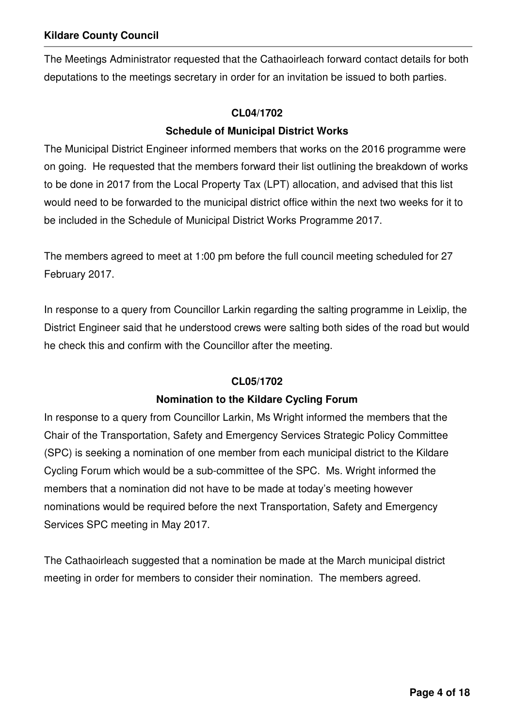The Meetings Administrator requested that the Cathaoirleach forward contact details for both deputations to the meetings secretary in order for an invitation be issued to both parties.

**CL04/1702**

**Schedule of Municipal District Works**

The Municipal District Engineer informed members that works on the 2016 programme were on going. He requested that the members forward their list outlining the breakdown of works to be done in 2017 from the Local Property Tax (LPT) allocation, and advised that this list would need to be forwarded to the municipal district office within the next two weeks for it to be included in the Schedule of Municipal District Works Programme 2017.

The members agreed to meet at 1:00 pm before the full council meeting scheduled for 27 February 2017.

In response to a query from Councillor Larkin regarding the salting programme in Leixlip, the District Engineer said that he understood crews were salting both sides of the road but would he check this and confirm with the Councillor after the meeting.

**CL05/1702**

**Nomination to the Kildare Cycling Forum**

In response to a query from Councillor Larkin, Ms Wright informed the members that the Chair of the Transportation, Safety and Emergency Services Strategic Policy Committee (SPC) is seeking a nomination of one member from each municipal district to the Kildare Cycling Forum which would be a sub-committee of the SPC. Ms. Wright informed the members that a nomination did not have to be made at today's meeting however nominations would be required before the next Transportation, Safety and Emergency Services SPC meeting in May 2017.

The Cathaoirleach suggested that a nomination be made at the March municipal district meeting in order for members to consider their nomination. The members agreed.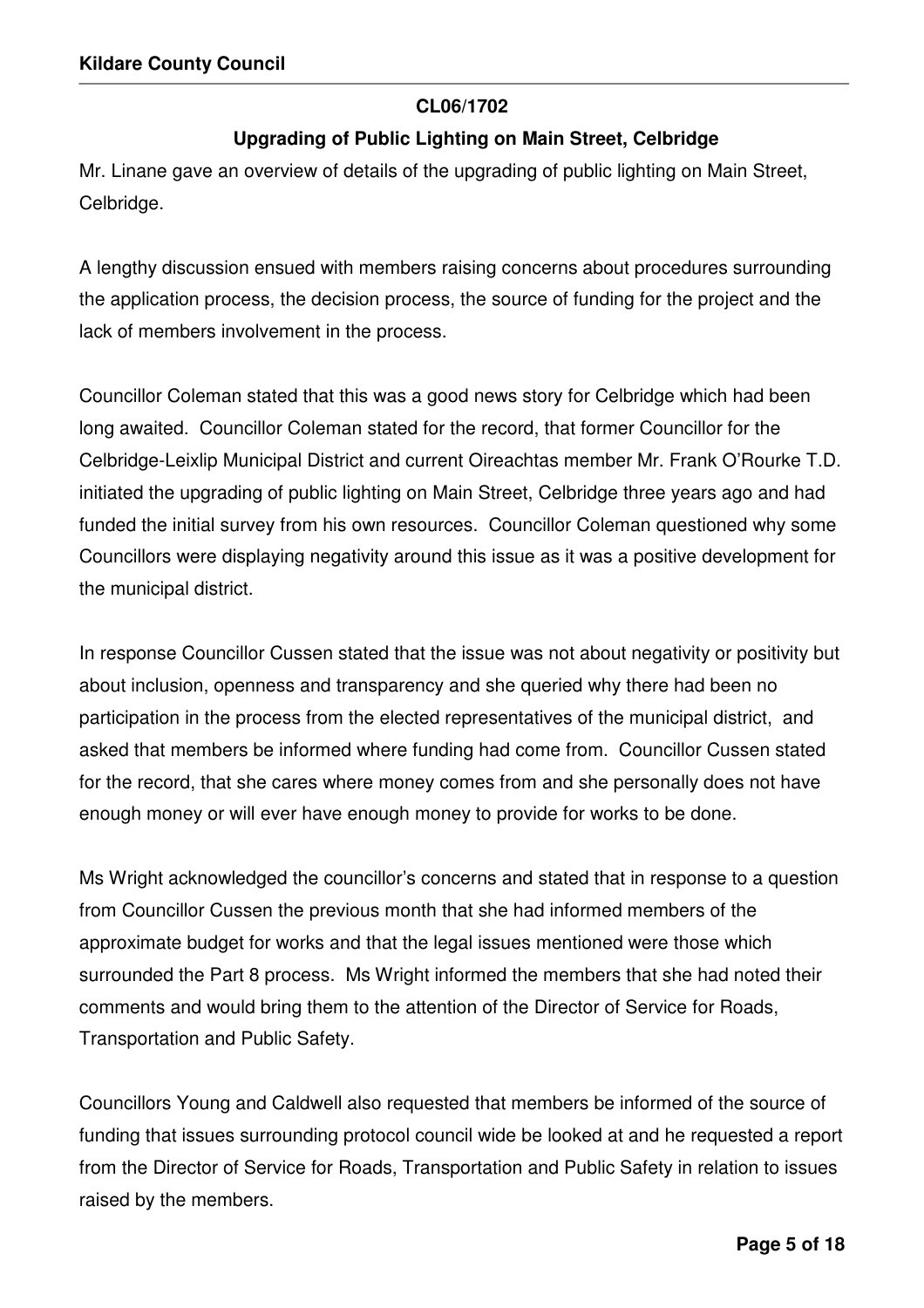**CL06/1702**

**Upgrading of Public Lighting on Main Street, Celbridge**

Mr. Linane gave an overview of details of the upgrading of public lighting on Main Street, Celbridge.

A lengthy discussion ensued with members raising concerns about procedures surrounding the application process, the decision process, the source of funding for the project and the lack of members involvement in the process.

Councillor Coleman stated that this was a good news story for Celbridge which had been long awaited. Councillor Coleman stated for the record, that former Councillor for the Celbridge-Leixlip Municipal District and current Oireachtas member Mr. Frank O'Rourke T.D. initiated the upgrading of public lighting on Main Street, Celbridge three years ago and had funded the initial survey from his own resources. Councillor Coleman questioned why some Councillors were displaying negativity around this issue as it was a positive development for the municipal district.

In response Councillor Cussen stated that the issue was not about negativity or positivity but about inclusion, openness and transparency and she queried why there had been no participation in the process from the elected representatives of the municipal district, and asked that members be informed where funding had come from. Councillor Cussen stated for the record, that she cares where money comes from and she personally does not have enough money or will ever have enough money to provide for works to be done.

Ms Wright acknowledged the councillor's concerns and stated that in response to a question from Councillor Cussen the previous month that she had informed members of the approximate budget for works and that the legal issues mentioned were those which surrounded the Part 8 process. Ms Wright informed the members that she had noted their comments and would bring them to the attention of the Director of Service for Roads, Transportation and Public Safety.

Councillors Young and Caldwell also requested that members be informed of the source of funding that issues surrounding protocol council wide be looked at and he requested a report from the Director of Service for Roads, Transportation and Public Safety in relation to issues raised by the members.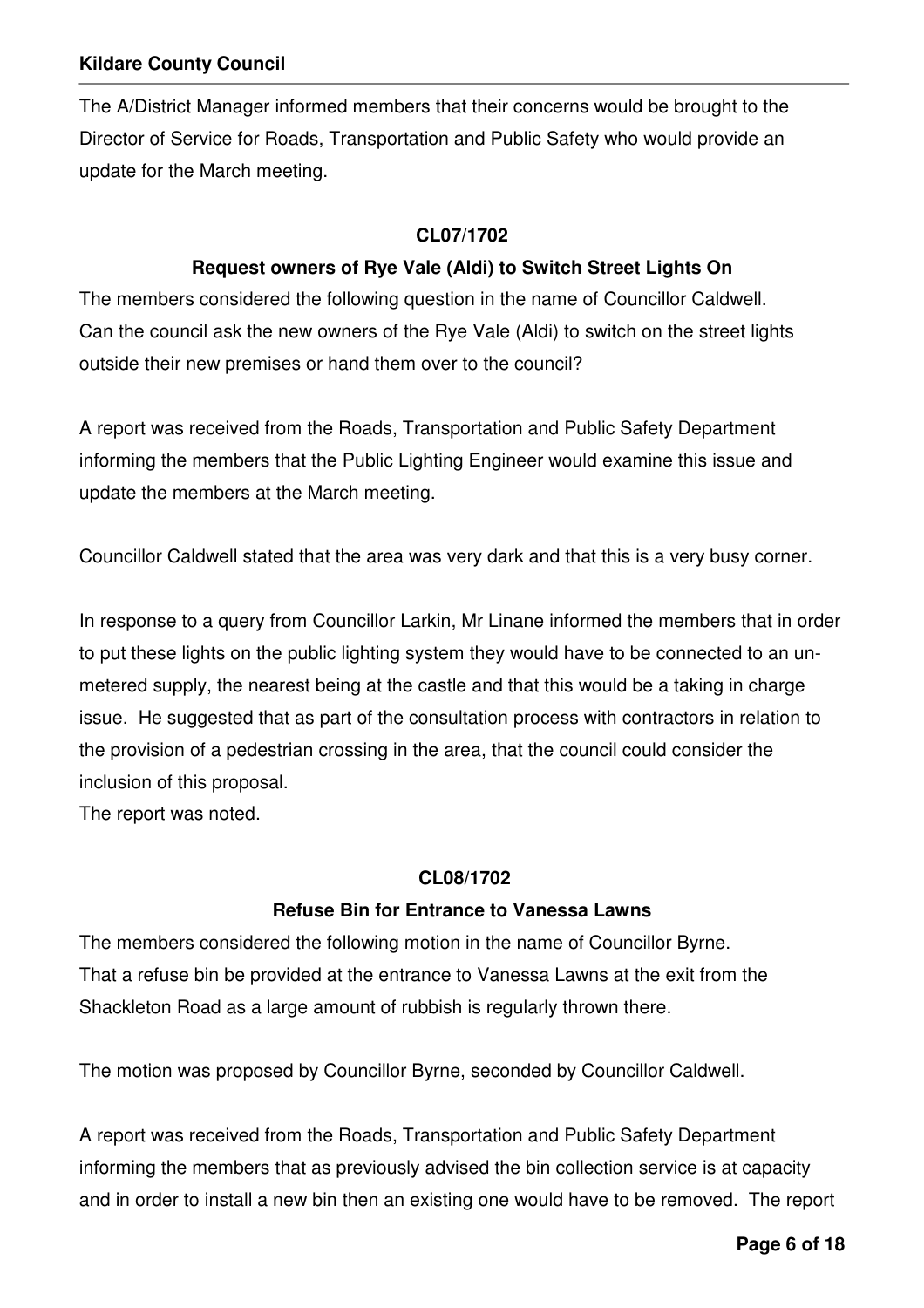The A/District Manager informed members that their concerns would be brought to the Director of Service for Roads, Transportation and Public Safety who would provide an update for the March meeting.

**CL07/1702**

**Request owners of Rye Vale (Aldi) to Switch Street Lights On**

The members considered the following question in the name of Councillor Caldwell. Can the council ask the new owners of the Rye Vale (Aldi) to switch on the street lights outside their new premises or hand them over to the council?

A report was received from the Roads, Transportation and Public Safety Department informing the members that the Public Lighting Engineer would examine this issue and update the members at the March meeting.

Councillor Caldwell stated that the area was very dark and that this is a very busy corner.

In response to a query from Councillor Larkin, Mr Linane informed the members that in order to put these lights on the public lighting system they would have to be connected to an un-metered supply, the nearest being at the castle and that this would be a taking in charge issue. He suggested that as part of the consultation process with contractors in relation to the provision of a pedestrian crossing in the area, that the council could consider the inclusion of this proposal.
The report was noted.

**CL08/1702**

**Refuse Bin for Entrance to Vanessa Lawns**

The members considered the following motion in the name of Councillor Byrne. That a refuse bin be provided at the entrance to Vanessa Lawns at the exit from the Shackleton Road as a large amount of rubbish is regularly thrown there.

The motion was proposed by Councillor Byrne, seconded by Councillor Caldwell.

A report was received from the Roads, Transportation and Public Safety Department informing the members that as previously advised the bin collection service is at capacity and in order to install a new bin then an existing one would have to be removed. The report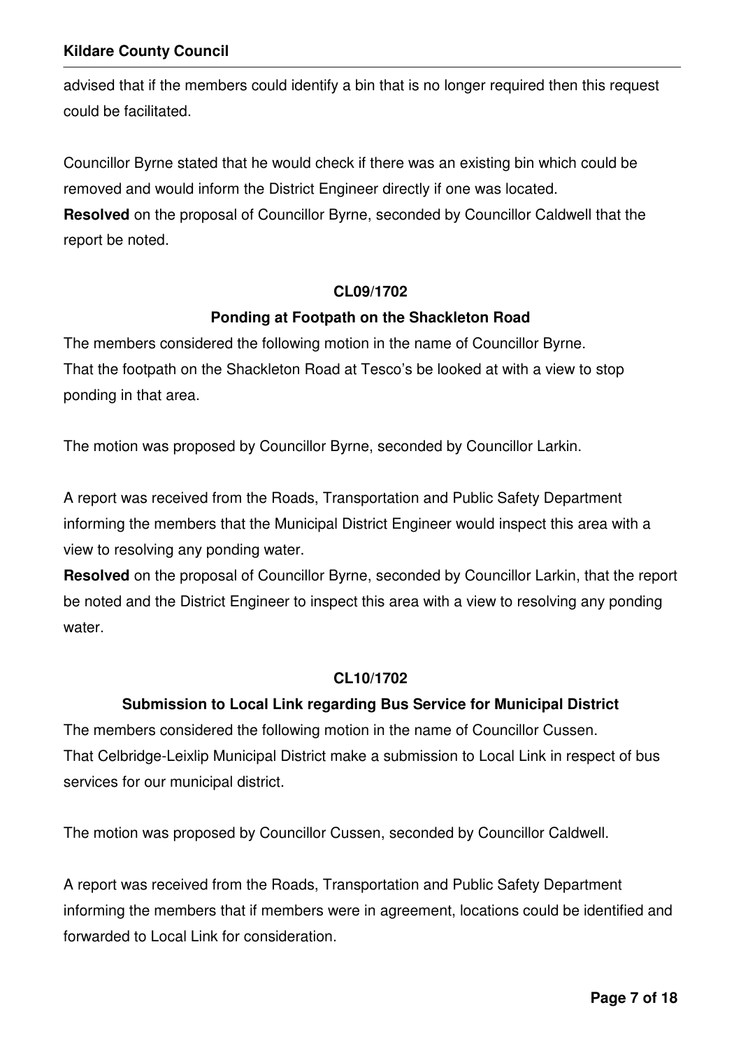advised that if the members could identify a bin that is no longer required then this request could be facilitated.

Councillor Byrne stated that he would check if there was an existing bin which could be removed and would inform the District Engineer directly if one was located.
**Resolved** on the proposal of Councillor Byrne, seconded by Councillor Caldwell that the report be noted.

**CL09/1702**

**Ponding at Footpath on the Shackleton Road**

The members considered the following motion in the name of Councillor Byrne.
That the footpath on the Shackleton Road at Tesco's be looked at with a view to stop ponding in that area.

The motion was proposed by Councillor Byrne, seconded by Councillor Larkin.

A report was received from the Roads, Transportation and Public Safety Department informing the members that the Municipal District Engineer would inspect this area with a view to resolving any ponding water.
**Resolved** on the proposal of Councillor Byrne, seconded by Councillor Larkin, that the report be noted and the District Engineer to inspect this area with a view to resolving any ponding water.

**CL10/1702**

**Submission to Local Link regarding Bus Service for Municipal District**

The members considered the following motion in the name of Councillor Cussen.
That Celbridge-Leixlip Municipal District make a submission to Local Link in respect of bus services for our municipal district.

The motion was proposed by Councillor Cussen, seconded by Councillor Caldwell.

A report was received from the Roads, Transportation and Public Safety Department informing the members that if members were in agreement, locations could be identified and forwarded to Local Link for consideration.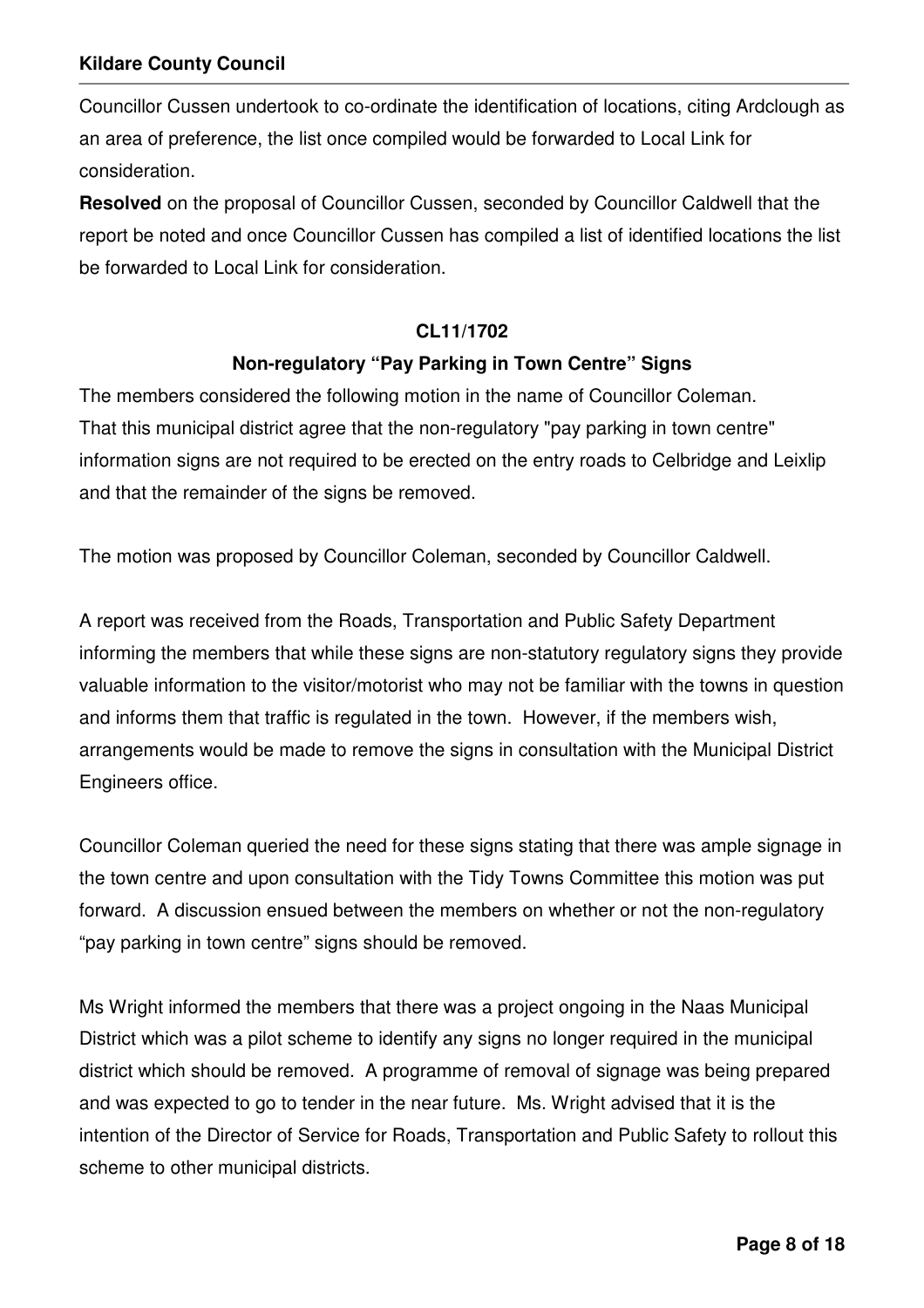Councillor Cussen undertook to co-ordinate the identification of locations, citing Ardclough as an area of preference, the list once compiled would be forwarded to Local Link for consideration.

**Resolved** on the proposal of Councillor Cussen, seconded by Councillor Caldwell that the report be noted and once Councillor Cussen has compiled a list of identified locations the list be forwarded to Local Link for consideration.

**CL11/1702**

**Non-regulatory "Pay Parking in Town Centre" Signs**

The members considered the following motion in the name of Councillor Coleman.
That this municipal district agree that the non-regulatory "pay parking in town centre" information signs are not required to be erected on the entry roads to Celbridge and Leixlip and that the remainder of the signs be removed.

The motion was proposed by Councillor Coleman, seconded by Councillor Caldwell.

A report was received from the Roads, Transportation and Public Safety Department informing the members that while these signs are non-statutory regulatory signs they provide valuable information to the visitor/motorist who may not be familiar with the towns in question and informs them that traffic is regulated in the town. However, if the members wish, arrangements would be made to remove the signs in consultation with the Municipal District Engineers office.

Councillor Coleman queried the need for these signs stating that there was ample signage in the town centre and upon consultation with the Tidy Towns Committee this motion was put forward. A discussion ensued between the members on whether or not the non-regulatory "pay parking in town centre" signs should be removed.

Ms Wright informed the members that there was a project ongoing in the Naas Municipal District which was a pilot scheme to identify any signs no longer required in the municipal district which should be removed. A programme of removal of signage was being prepared and was expected to go to tender in the near future. Ms. Wright advised that it is the intention of the Director of Service for Roads, Transportation and Public Safety to rollout this scheme to other municipal districts.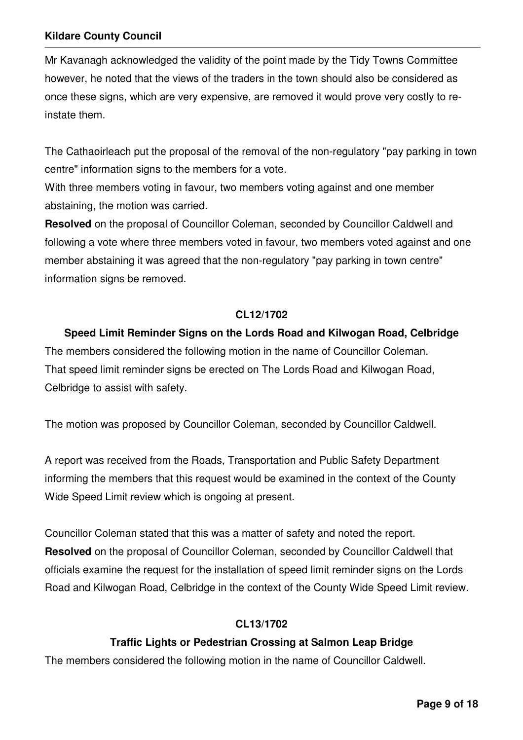Mr Kavanagh acknowledged the validity of the point made by the Tidy Towns Committee however, he noted that the views of the traders in the town should also be considered as once these signs, which are very expensive, are removed it would prove very costly to re-instate them.

The Cathaoirleach put the proposal of the removal of the non-regulatory "pay parking in town centre" information signs to the members for a vote.

With three members voting in favour, two members voting against and one member abstaining, the motion was carried.

**Resolved** on the proposal of Councillor Coleman, seconded by Councillor Caldwell and following a vote where three members voted in favour, two members voted against and one member abstaining it was agreed that the non-regulatory "pay parking in town centre" information signs be removed.

**CL12/1702**

**Speed Limit Reminder Signs on the Lords Road and Kilwogan Road, Celbridge**

The members considered the following motion in the name of Councillor Coleman.

That speed limit reminder signs be erected on The Lords Road and Kilwogan Road, Celbridge to assist with safety.

The motion was proposed by Councillor Coleman, seconded by Councillor Caldwell.

A report was received from the Roads, Transportation and Public Safety Department informing the members that this request would be examined in the context of the County Wide Speed Limit review which is ongoing at present.

Councillor Coleman stated that this was a matter of safety and noted the report.

**Resolved** on the proposal of Councillor Coleman, seconded by Councillor Caldwell that officials examine the request for the installation of speed limit reminder signs on the Lords Road and Kilwogan Road, Celbridge in the context of the County Wide Speed Limit review.

**CL13/1702**

**Traffic Lights or Pedestrian Crossing at Salmon Leap Bridge**

The members considered the following motion in the name of Councillor Caldwell.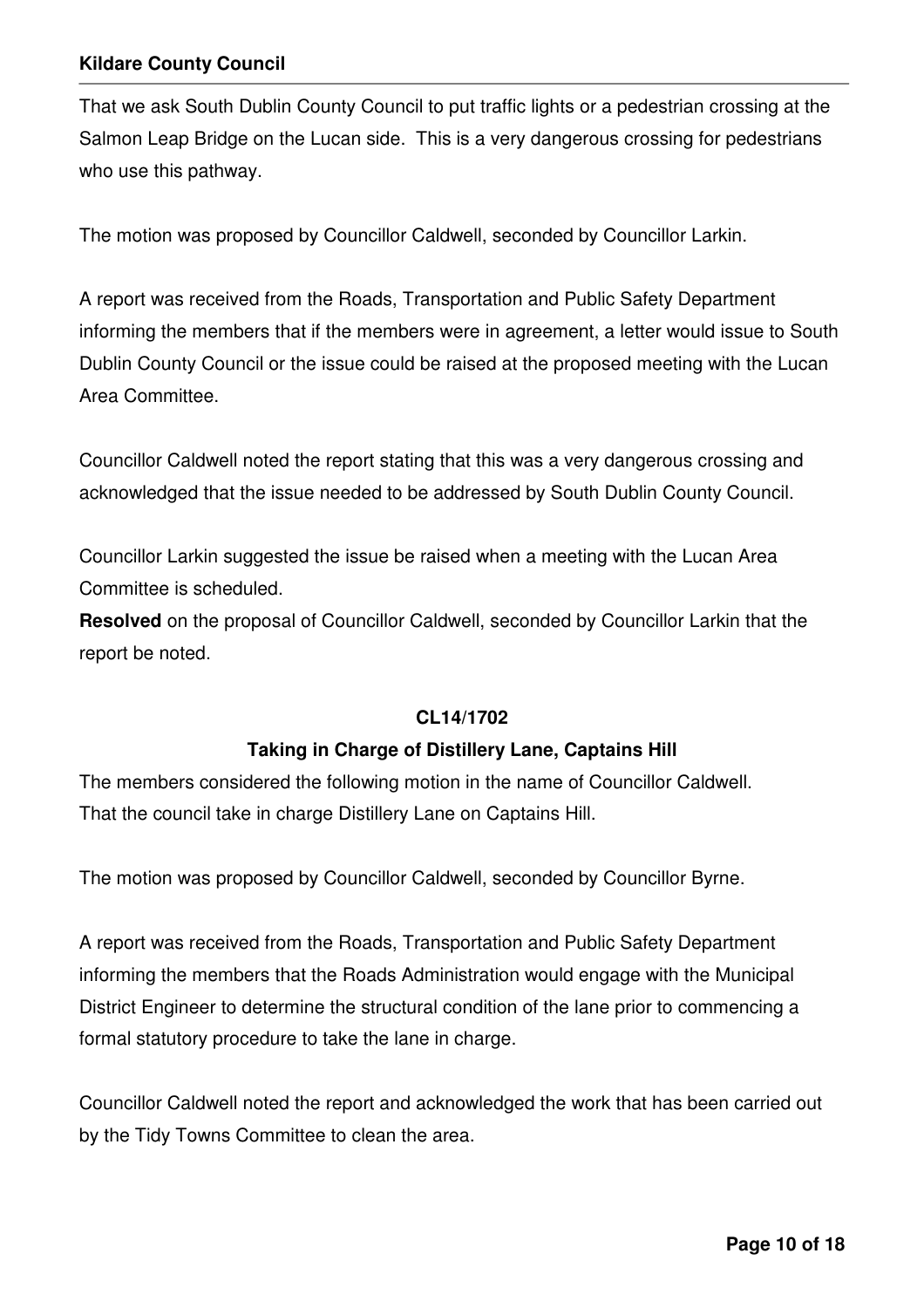That we ask South Dublin County Council to put traffic lights or a pedestrian crossing at the Salmon Leap Bridge on the Lucan side. This is a very dangerous crossing for pedestrians who use this pathway.

The motion was proposed by Councillor Caldwell, seconded by Councillor Larkin.

A report was received from the Roads, Transportation and Public Safety Department informing the members that if the members were in agreement, a letter would issue to South Dublin County Council or the issue could be raised at the proposed meeting with the Lucan Area Committee.

Councillor Caldwell noted the report stating that this was a very dangerous crossing and acknowledged that the issue needed to be addressed by South Dublin County Council.

Councillor Larkin suggested the issue be raised when a meeting with the Lucan Area Committee is scheduled.

**Resolved** on the proposal of Councillor Caldwell, seconded by Councillor Larkin that the report be noted.

**CL14/1702**

**Taking in Charge of Distillery Lane, Captains Hill**

The members considered the following motion in the name of Councillor Caldwell.
That the council take in charge Distillery Lane on Captains Hill.

The motion was proposed by Councillor Caldwell, seconded by Councillor Byrne.

A report was received from the Roads, Transportation and Public Safety Department informing the members that the Roads Administration would engage with the Municipal District Engineer to determine the structural condition of the lane prior to commencing a formal statutory procedure to take the lane in charge.

Councillor Caldwell noted the report and acknowledged the work that has been carried out by the Tidy Towns Committee to clean the area.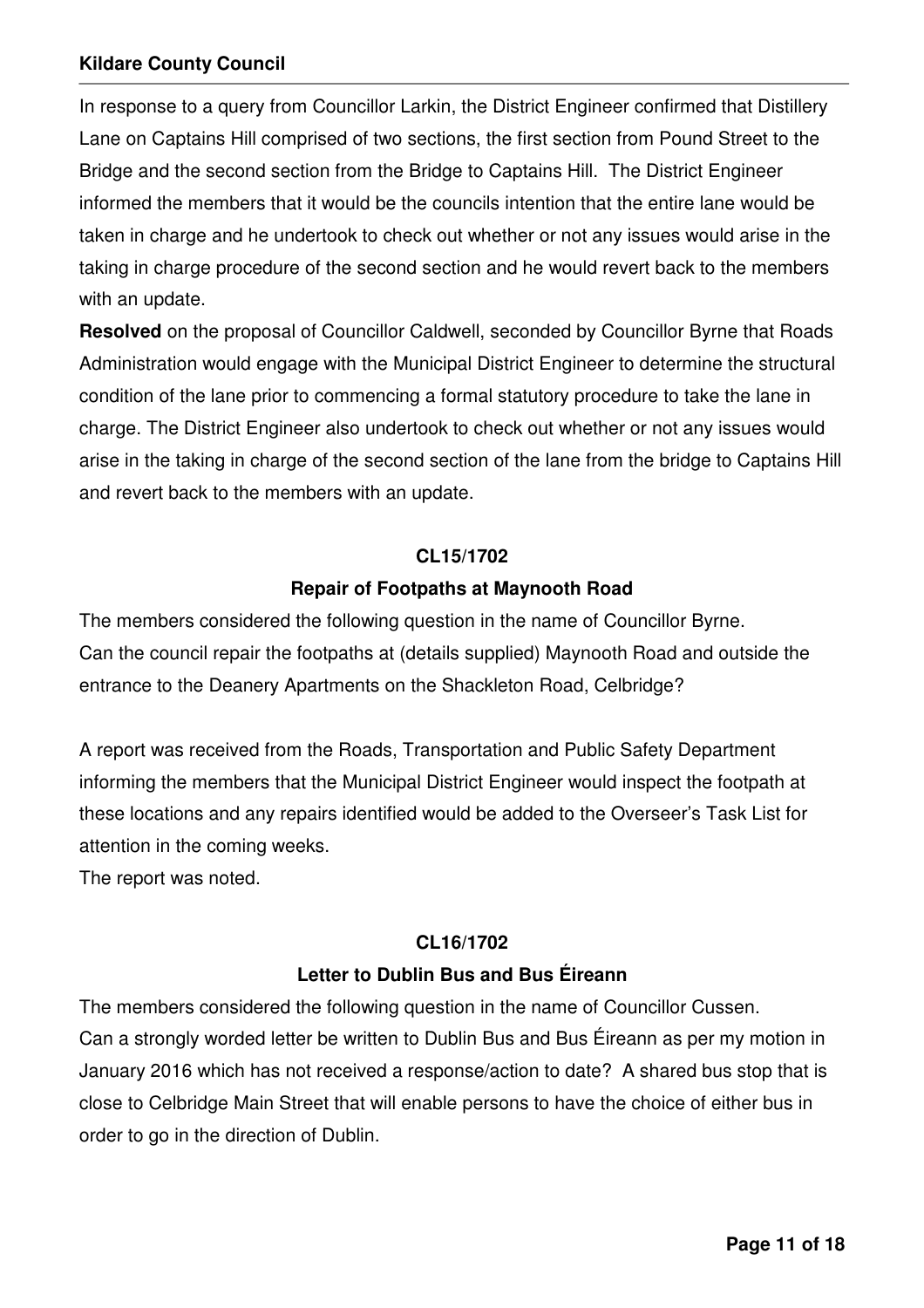In response to a query from Councillor Larkin, the District Engineer confirmed that Distillery Lane on Captains Hill comprised of two sections, the first section from Pound Street to the Bridge and the second section from the Bridge to Captains Hill. The District Engineer informed the members that it would be the councils intention that the entire lane would be taken in charge and he undertook to check out whether or not any issues would arise in the taking in charge procedure of the second section and he would revert back to the members with an update.

**Resolved** on the proposal of Councillor Caldwell, seconded by Councillor Byrne that Roads Administration would engage with the Municipal District Engineer to determine the structural condition of the lane prior to commencing a formal statutory procedure to take the lane in charge. The District Engineer also undertook to check out whether or not any issues would arise in the taking in charge of the second section of the lane from the bridge to Captains Hill and revert back to the members with an update.

**CL15/1702**

**Repair of Footpaths at Maynooth Road**

The members considered the following question in the name of Councillor Byrne.
Can the council repair the footpaths at (details supplied) Maynooth Road and outside the entrance to the Deanery Apartments on the Shackleton Road, Celbridge?

A report was received from the Roads, Transportation and Public Safety Department informing the members that the Municipal District Engineer would inspect the footpath at these locations and any repairs identified would be added to the Overseer's Task List for attention in the coming weeks.
The report was noted.

**CL16/1702**

**Letter to Dublin Bus and Bus Éireann**

The members considered the following question in the name of Councillor Cussen.
Can a strongly worded letter be written to Dublin Bus and Bus Éireann as per my motion in January 2016 which has not received a response/action to date? A shared bus stop that is close to Celbridge Main Street that will enable persons to have the choice of either bus in order to go in the direction of Dublin.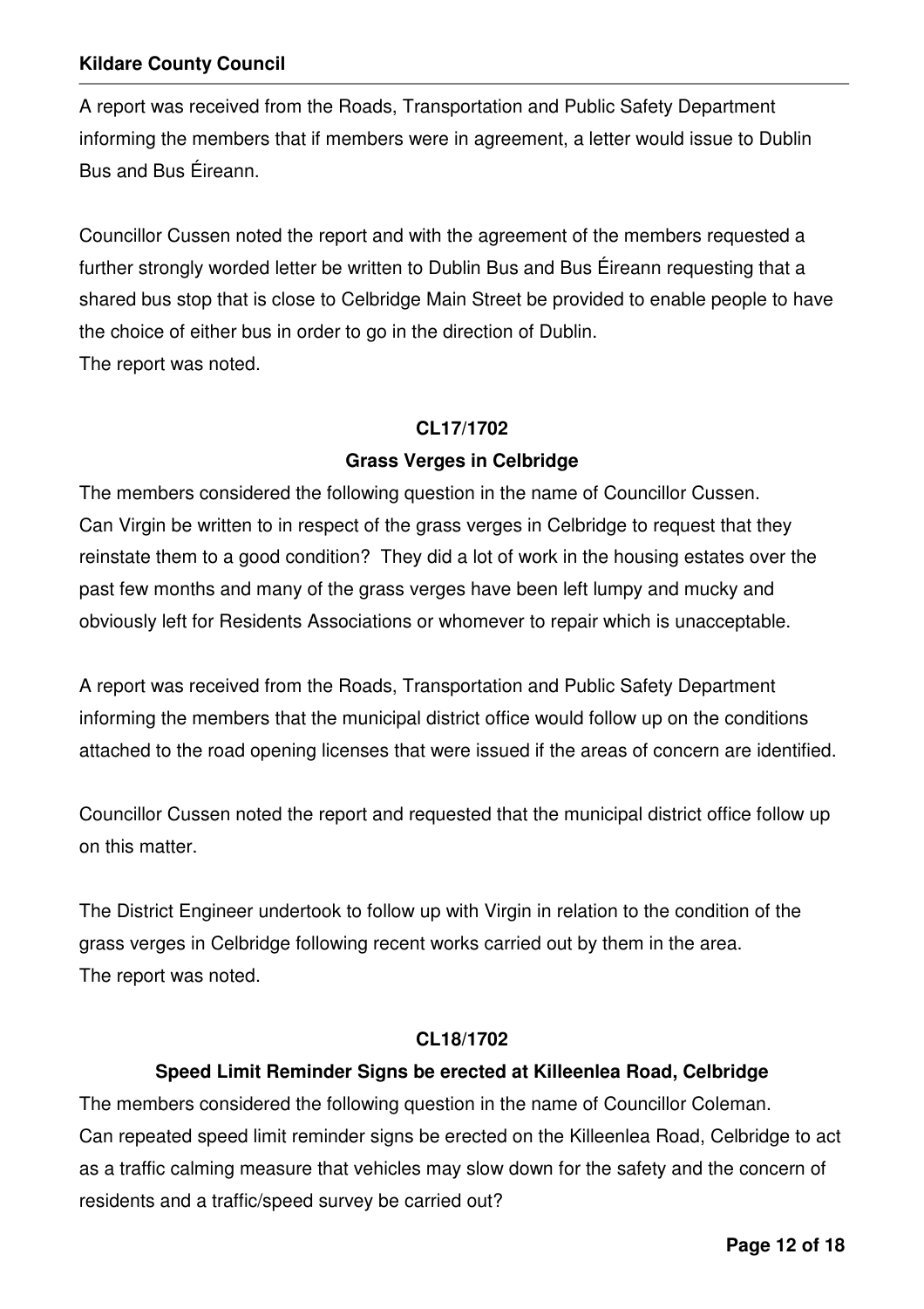A report was received from the Roads, Transportation and Public Safety Department informing the members that if members were in agreement, a letter would issue to Dublin Bus and Bus Éireann.

Councillor Cussen noted the report and with the agreement of the members requested a further strongly worded letter be written to Dublin Bus and Bus Éireann requesting that a shared bus stop that is close to Celbridge Main Street be provided to enable people to have the choice of either bus in order to go in the direction of Dublin.
The report was noted.

**CL17/1702**

**Grass Verges in Celbridge**

The members considered the following question in the name of Councillor Cussen.
Can Virgin be written to in respect of the grass verges in Celbridge to request that they reinstate them to a good condition? They did a lot of work in the housing estates over the past few months and many of the grass verges have been left lumpy and mucky and obviously left for Residents Associations or whomever to repair which is unacceptable.

A report was received from the Roads, Transportation and Public Safety Department informing the members that the municipal district office would follow up on the conditions attached to the road opening licenses that were issued if the areas of concern are identified.

Councillor Cussen noted the report and requested that the municipal district office follow up on this matter.

The District Engineer undertook to follow up with Virgin in relation to the condition of the grass verges in Celbridge following recent works carried out by them in the area.
The report was noted.

**CL18/1702**

**Speed Limit Reminder Signs be erected at Killeenlea Road, Celbridge**

The members considered the following question in the name of Councillor Coleman.
Can repeated speed limit reminder signs be erected on the Killeenlea Road, Celbridge to act as a traffic calming measure that vehicles may slow down for the safety and the concern of residents and a traffic/speed survey be carried out?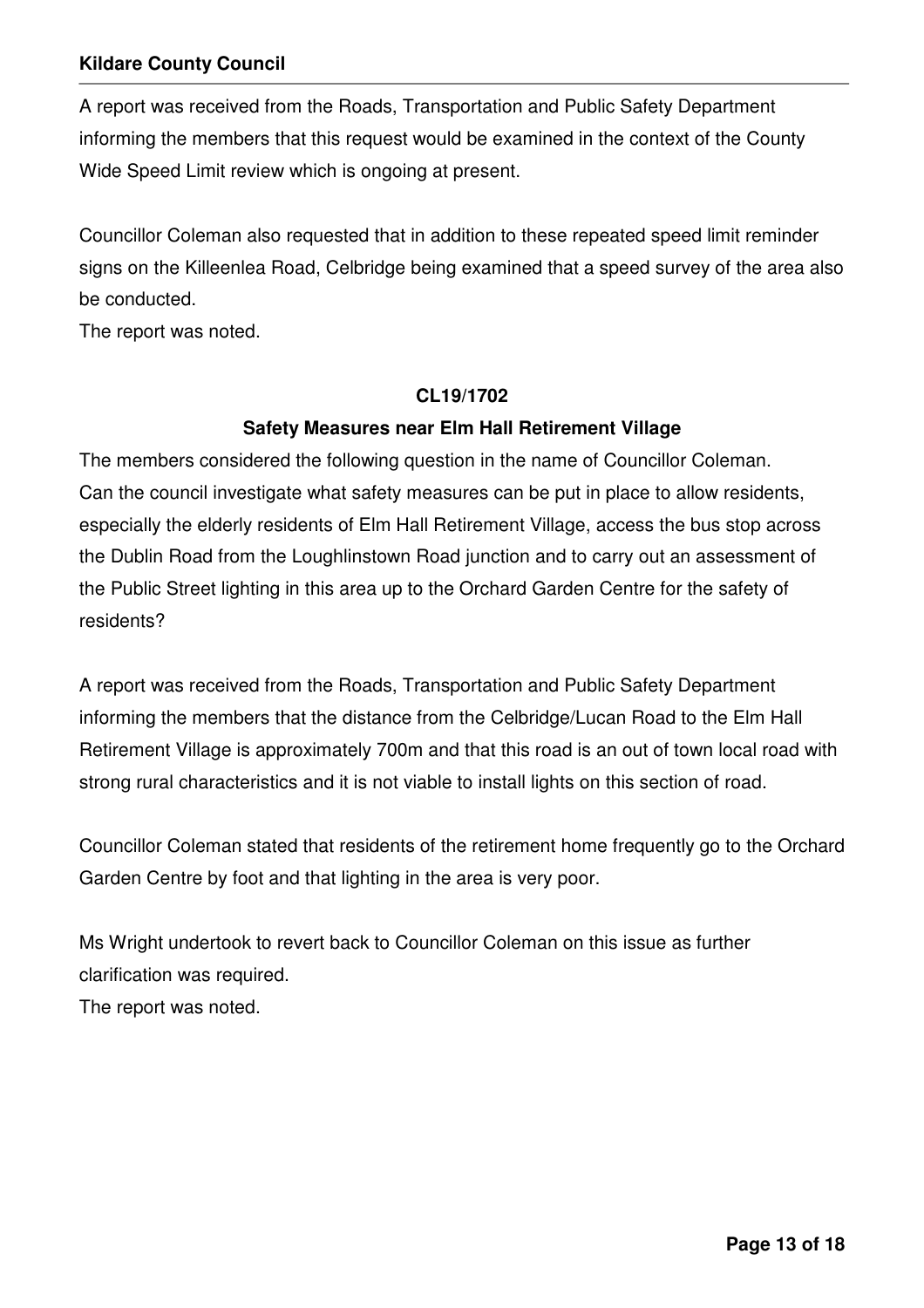A report was received from the Roads, Transportation and Public Safety Department informing the members that this request would be examined in the context of the County Wide Speed Limit review which is ongoing at present.

Councillor Coleman also requested that in addition to these repeated speed limit reminder signs on the Killeenlea Road, Celbridge being examined that a speed survey of the area also be conducted.
The report was noted.

**CL19/1702**

**Safety Measures near Elm Hall Retirement Village**

The members considered the following question in the name of Councillor Coleman.
Can the council investigate what safety measures can be put in place to allow residents, especially the elderly residents of Elm Hall Retirement Village, access the bus stop across the Dublin Road from the Loughlinstown Road junction and to carry out an assessment of the Public Street lighting in this area up to the Orchard Garden Centre for the safety of residents?

A report was received from the Roads, Transportation and Public Safety Department informing the members that the distance from the Celbridge/Lucan Road to the Elm Hall Retirement Village is approximately 700m and that this road is an out of town local road with strong rural characteristics and it is not viable to install lights on this section of road.

Councillor Coleman stated that residents of the retirement home frequently go to the Orchard Garden Centre by foot and that lighting in the area is very poor.

Ms Wright undertook to revert back to Councillor Coleman on this issue as further clarification was required.
The report was noted.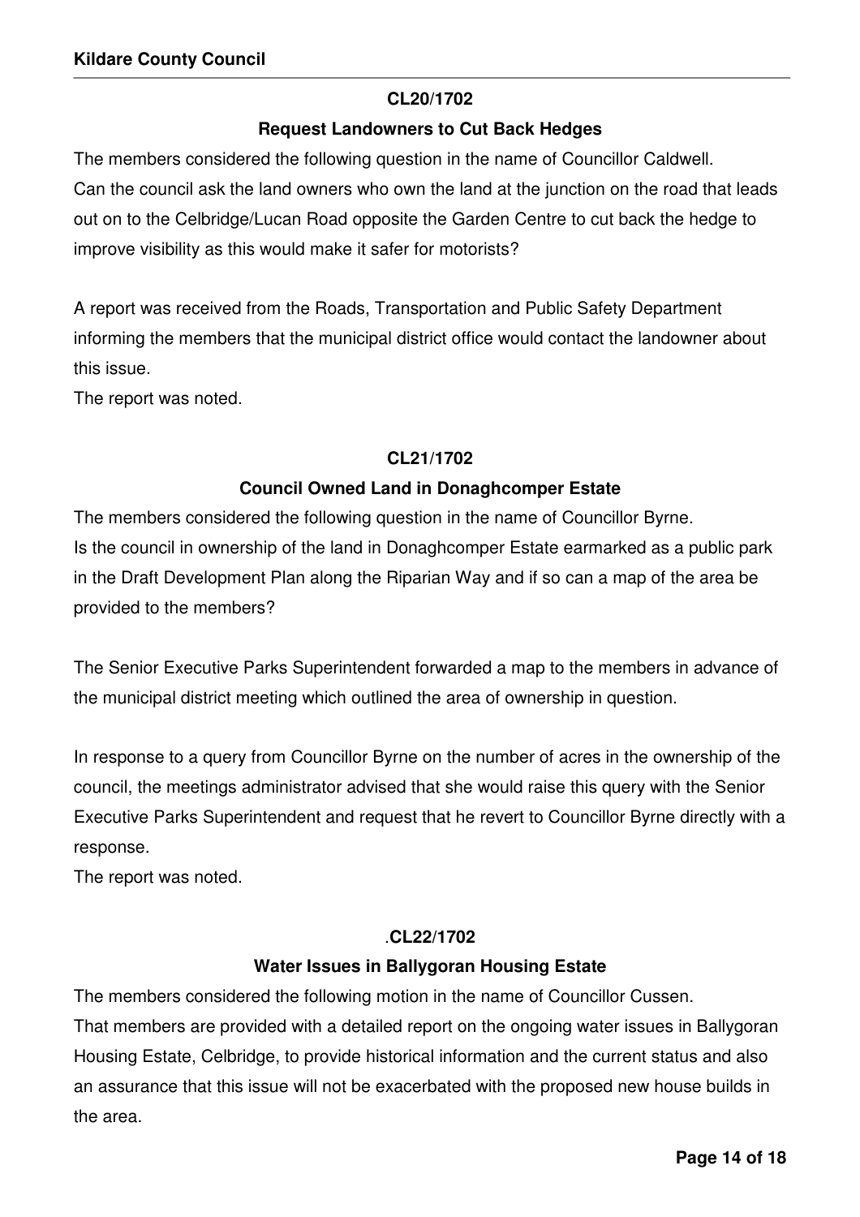**CL20/1702**

**Request Landowners to Cut Back Hedges**

The members considered the following question in the name of Councillor Caldwell.
Can the council ask the land owners who own the land at the junction on the road that leads out on to the Celbridge/Lucan Road opposite the Garden Centre to cut back the hedge to improve visibility as this would make it safer for motorists?

A report was received from the Roads, Transportation and Public Safety Department informing the members that the municipal district office would contact the landowner about this issue.
The report was noted.

**CL21/1702**

**Council Owned Land in Donaghcomper Estate**

The members considered the following question in the name of Councillor Byrne.
Is the council in ownership of the land in Donaghcomper Estate earmarked as a public park in the Draft Development Plan along the Riparian Way and if so can a map of the area be provided to the members?

The Senior Executive Parks Superintendent forwarded a map to the members in advance of the municipal district meeting which outlined the area of ownership in question.

In response to a query from Councillor Byrne on the number of acres in the ownership of the council, the meetings administrator advised that she would raise this query with the Senior Executive Parks Superintendent and request that he revert to Councillor Byrne directly with a response.
The report was noted.

**.CL22/1702**

**Water Issues in Ballygoran Housing Estate**

The members considered the following motion in the name of Councillor Cussen.
That members are provided with a detailed report on the ongoing water issues in Ballygoran Housing Estate, Celbridge, to provide historical information and the current status and also an assurance that this issue will not be exacerbated with the proposed new house builds in the area.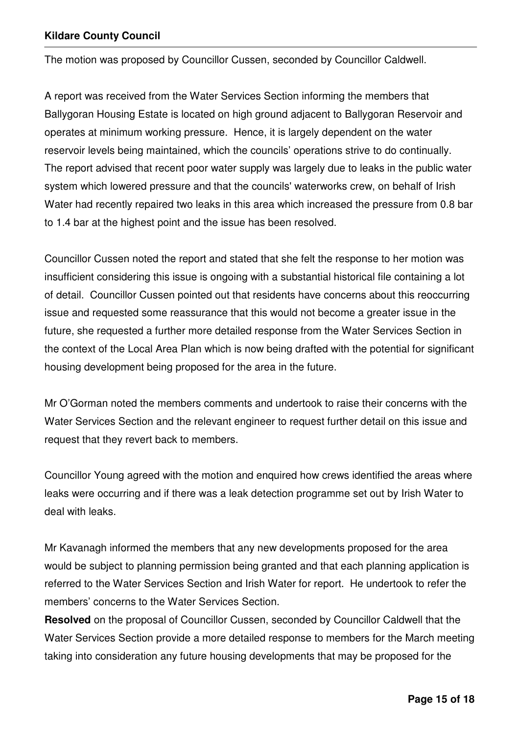The motion was proposed by Councillor Cussen, seconded by Councillor Caldwell.

A report was received from the Water Services Section informing the members that Ballygoran Housing Estate is located on high ground adjacent to Ballygoran Reservoir and operates at minimum working pressure. Hence, it is largely dependent on the water reservoir levels being maintained, which the councils' operations strive to do continually. The report advised that recent poor water supply was largely due to leaks in the public water system which lowered pressure and that the councils' waterworks crew, on behalf of Irish Water had recently repaired two leaks in this area which increased the pressure from 0.8 bar to 1.4 bar at the highest point and the issue has been resolved.

Councillor Cussen noted the report and stated that she felt the response to her motion was insufficient considering this issue is ongoing with a substantial historical file containing a lot of detail. Councillor Cussen pointed out that residents have concerns about this reoccurring issue and requested some reassurance that this would not become a greater issue in the future, she requested a further more detailed response from the Water Services Section in the context of the Local Area Plan which is now being drafted with the potential for significant housing development being proposed for the area in the future.

Mr O'Gorman noted the members comments and undertook to raise their concerns with the Water Services Section and the relevant engineer to request further detail on this issue and request that they revert back to members.

Councillor Young agreed with the motion and enquired how crews identified the areas where leaks were occurring and if there was a leak detection programme set out by Irish Water to deal with leaks.

Mr Kavanagh informed the members that any new developments proposed for the area would be subject to planning permission being granted and that each planning application is referred to the Water Services Section and Irish Water for report. He undertook to refer the members' concerns to the Water Services Section.

**Resolved** on the proposal of Councillor Cussen, seconded by Councillor Caldwell that the Water Services Section provide a more detailed response to members for the March meeting taking into consideration any future housing developments that may be proposed for the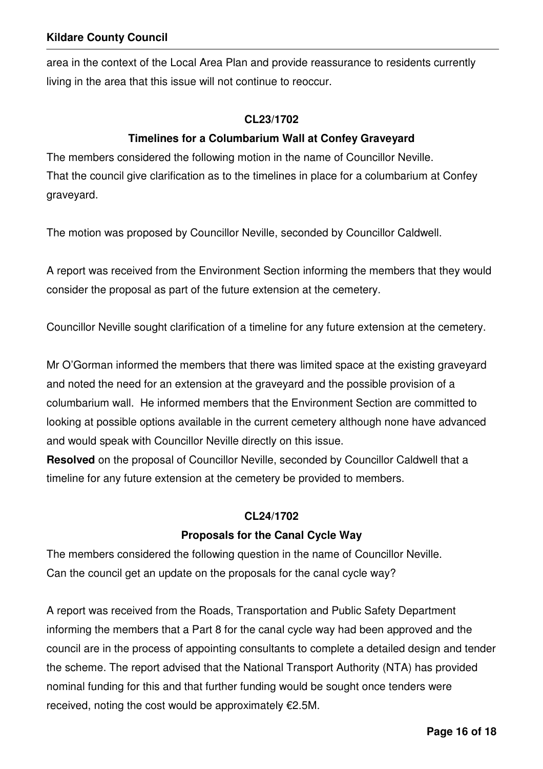area in the context of the Local Area Plan and provide reassurance to residents currently living in the area that this issue will not continue to reoccur.

**CL23/1702**

**Timelines for a Columbarium Wall at Confey Graveyard**

The members considered the following motion in the name of Councillor Neville.
That the council give clarification as to the timelines in place for a columbarium at Confey graveyard.

The motion was proposed by Councillor Neville, seconded by Councillor Caldwell.

A report was received from the Environment Section informing the members that they would consider the proposal as part of the future extension at the cemetery.

Councillor Neville sought clarification of a timeline for any future extension at the cemetery.

Mr O'Gorman informed the members that there was limited space at the existing graveyard and noted the need for an extension at the graveyard and the possible provision of a columbarium wall. He informed members that the Environment Section are committed to looking at possible options available in the current cemetery although none have advanced and would speak with Councillor Neville directly on this issue.
**Resolved** on the proposal of Councillor Neville, seconded by Councillor Caldwell that a timeline for any future extension at the cemetery be provided to members.

**CL24/1702**

**Proposals for the Canal Cycle Way**

The members considered the following question in the name of Councillor Neville.
Can the council get an update on the proposals for the canal cycle way?

A report was received from the Roads, Transportation and Public Safety Department informing the members that a Part 8 for the canal cycle way had been approved and the council are in the process of appointing consultants to complete a detailed design and tender the scheme. The report advised that the National Transport Authority (NTA) has provided nominal funding for this and that further funding would be sought once tenders were received, noting the cost would be approximately €2.5M.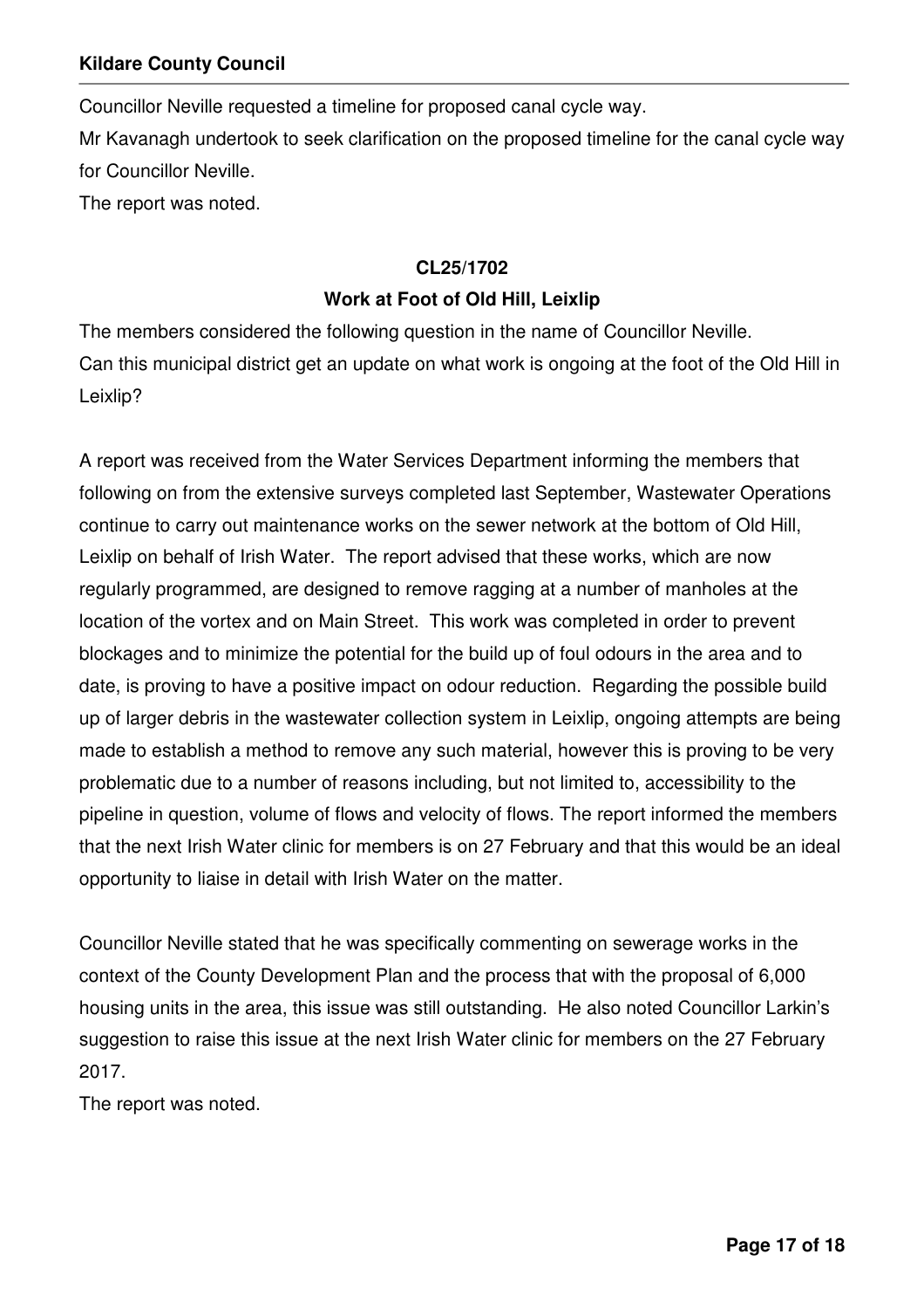Councillor Neville requested a timeline for proposed canal cycle way.

Mr Kavanagh undertook to seek clarification on the proposed timeline for the canal cycle way for Councillor Neville.

The report was noted.

**CL25/1702**

**Work at Foot of Old Hill, Leixlip**

The members considered the following question in the name of Councillor Neville.

Can this municipal district get an update on what work is ongoing at the foot of the Old Hill in Leixlip?

A report was received from the Water Services Department informing the members that following on from the extensive surveys completed last September, Wastewater Operations continue to carry out maintenance works on the sewer network at the bottom of Old Hill, Leixlip on behalf of Irish Water. The report advised that these works, which are now regularly programmed, are designed to remove ragging at a number of manholes at the location of the vortex and on Main Street. This work was completed in order to prevent blockages and to minimize the potential for the build up of foul odours in the area and to date, is proving to have a positive impact on odour reduction. Regarding the possible build up of larger debris in the wastewater collection system in Leixlip, ongoing attempts are being made to establish a method to remove any such material, however this is proving to be very problematic due to a number of reasons including, but not limited to, accessibility to the pipeline in question, volume of flows and velocity of flows. The report informed the members that the next Irish Water clinic for members is on 27 February and that this would be an ideal opportunity to liaise in detail with Irish Water on the matter.

Councillor Neville stated that he was specifically commenting on sewerage works in the context of the County Development Plan and the process that with the proposal of 6,000 housing units in the area, this issue was still outstanding. He also noted Councillor Larkin's suggestion to raise this issue at the next Irish Water clinic for members on the 27 February 2017.

The report was noted.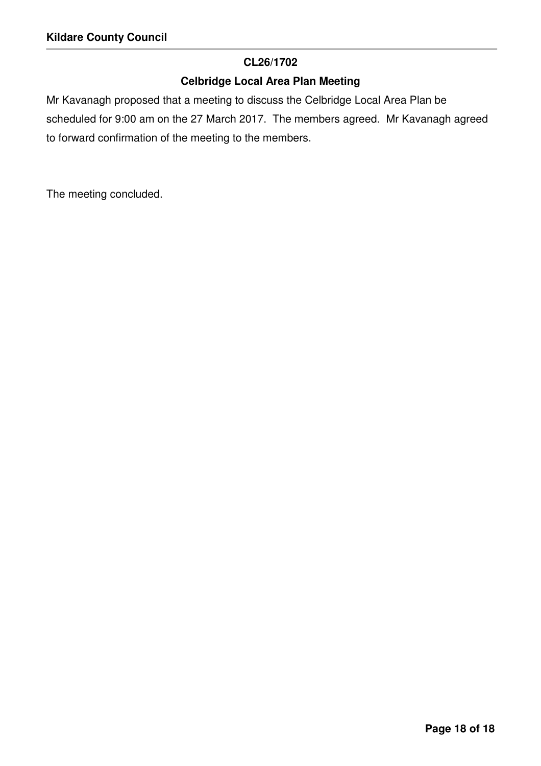**CL26/1702**

**Celbridge Local Area Plan Meeting**

Mr Kavanagh proposed that a meeting to discuss the Celbridge Local Area Plan be scheduled for 9:00 am on the 27 March 2017. The members agreed. Mr Kavanagh agreed to forward confirmation of the meeting to the members.

The meeting concluded.